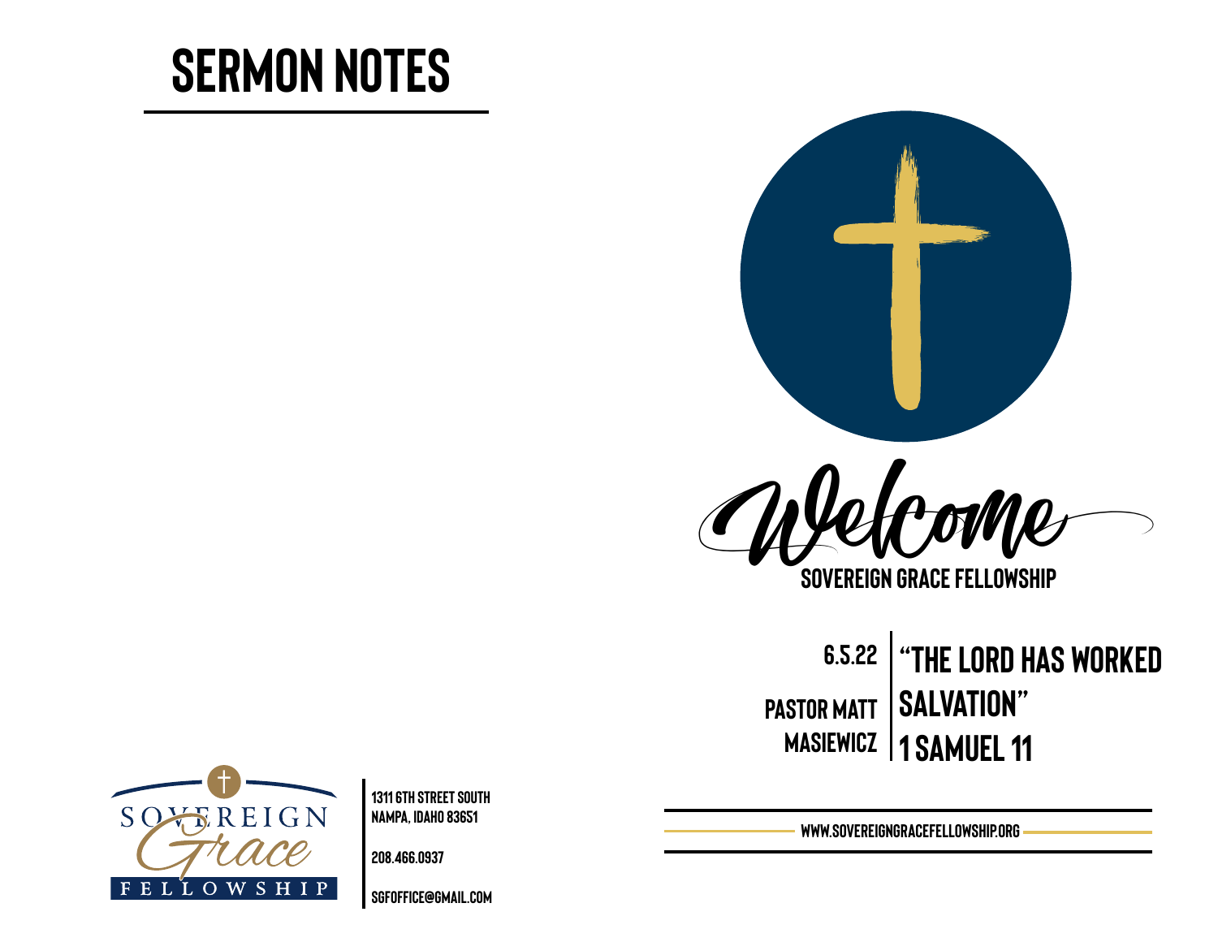# SERMON NOTES

Welcome

SOVEREIGN GRACE FELLOWSHIP

6.5.22

PASTOR MATT MASIEWICZ

**"THE LORD HAS WORKED SALVATION"**

**1 SAMUEL 11**

WWW.SOVEREIGNGRACEFELLOWSHIP.ORG

SOVEREIGN Grace FELLOWSHIP

1311 6TH STREET SOUTH
NAMPA, IDAHO 83651

208.466.0937

SGFOFFICE@GMAIL.COM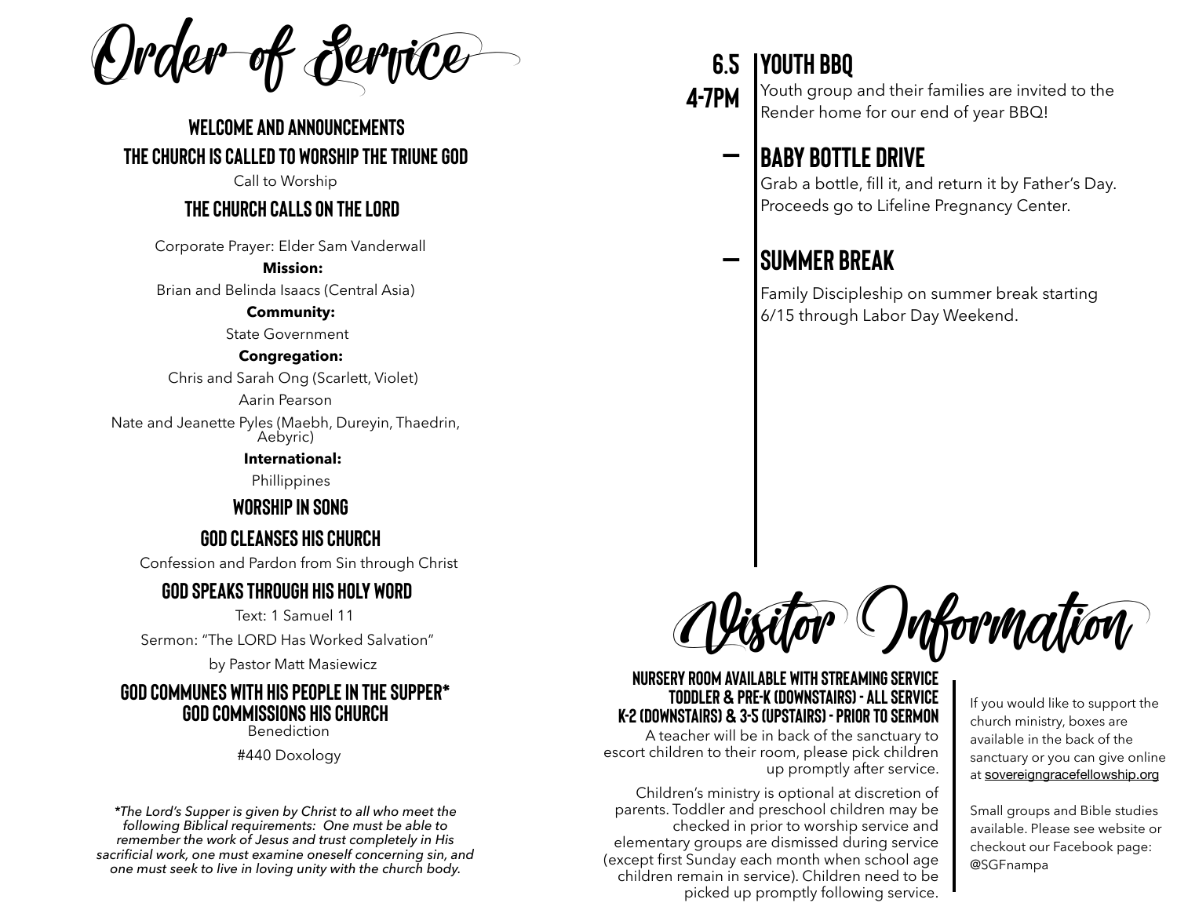# Order of Service

## WELCOME AND ANNOUNCEMENTS

## THE CHURCH IS CALLED TO WORSHIP THE TRIUNE GOD

Call to Worship

## THE CHURCH CALLS ON THE LORD

Corporate Prayer: Elder Sam Vanderwall

**Mission:**

Brian and Belinda Isaacs (Central Asia)

**Community:**

State Government

**Congregation:**

Chris and Sarah Ong (Scarlett, Violet)

Aarin Pearson

Nate and Jeanette Pyles (Maebh, Dureyin, Thaedrin, Aebyric)

**International:**

Phillippines

## WORSHIP IN SONG

## GOD CLEANSES HIS CHURCH

Confession and Pardon from Sin through Christ

## GOD SPEAKS THROUGH HIS HOLY WORD

Text: 1 Samuel 11

Sermon: "The LORD Has Worked Salvation"

by Pastor Matt Masiewicz

## GOD COMMUNES WITH HIS PEOPLE IN THE SUPPER*

## GOD COMMISSIONS HIS CHURCH

Benediction

#440 Doxology

*\*The Lord's Supper is given by Christ to all who meet the following Biblical requirements: One must be able to remember the work of Jesus and trust completely in His sacrificial work, one must examine oneself concerning sin, and one must seek to live in loving unity with the church body.*

**6.5 4-7PM** — **YOUTH BBQ**

Youth group and their families are invited to the Render home for our end of year BBQ!

**—** — **BABY BOTTLE DRIVE**

Grab a bottle, fill it, and return it by Father's Day. Proceeds go to Lifeline Pregnancy Center.

**—** — **SUMMER BREAK**

Family Discipleship on summer break starting 6/15 through Labor Day Weekend.

# Visitor Information

**NURSERY ROOM AVAILABLE WITH STREAMING SERVICE**
**TODDLER & PRE-K (DOWNSTAIRS) - ALL SERVICE**
**K-2 (DOWNSTAIRS) & 3-5 (UPSTAIRS) - PRIOR TO SERMON**

A teacher will be in back of the sanctuary to escort children to their room, please pick children up promptly after service.

Children's ministry is optional at discretion of parents. Toddler and preschool children may be checked in prior to worship service and elementary groups are dismissed during service (except first Sunday each month when school age children remain in service). Children need to be picked up promptly following service.

If you would like to support the church ministry, boxes are available in the back of the sanctuary or you can give online at sovereigngracefellowship.org

Small groups and Bible studies available. Please see website or checkout our Facebook page: @SGFnampa